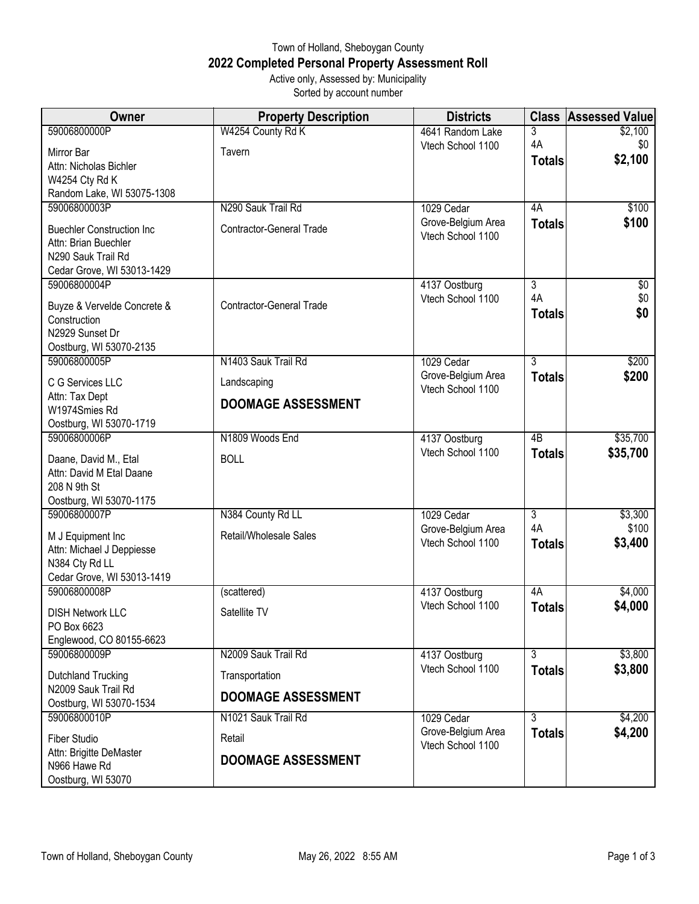# Town of Holland, Sheboygan County

## 2022 Completed Personal Property Assessment Roll

Active only, Assessed by: Municipality
Sorted by account number

| Owner | Property Description | Districts | Class | Assessed Value |
|---|---|---|---|---|
| 59006800000P<br>Mirror Bar<br>Attn: Nicholas Bichler<br>W4254 Cty Rd K<br>Random Lake, WI 53075-1308 | W4254 County Rd K<br>Tavern | 4641 Random Lake<br>Vtech School 1100 | 3<br>4A<br>**Totals** | $2,100<br>$0<br>**$2,100** |
| 59006800003P<br>Buechler Construction Inc<br>Attn: Brian Buechler<br>N290 Sauk Trail Rd<br>Cedar Grove, WI 53013-1429 | N290 Sauk Trail Rd<br>Contractor-General Trade | 1029 Cedar Grove-Belgium Area<br>Vtech School 1100 | 4A<br>**Totals** | $100<br>**$100** |
| 59006800004P<br>Buyze & Vervelde Concrete & Construction<br>N2929 Sunset Dr<br>Oostburg, WI 53070-2135 | Contractor-General Trade | 4137 Oostburg<br>Vtech School 1100 | 3<br>4A<br>**Totals** | $0<br>$0<br>**$0** |
| 59006800005P<br>C G Services LLC<br>Attn: Tax Dept<br>W1974Smies Rd<br>Oostburg, WI 53070-1719 | N1403 Sauk Trail Rd<br>Landscaping<br>**DOOMAGE ASSESSMENT** | 1029 Cedar Grove-Belgium Area<br>Vtech School 1100 | 3<br>**Totals** | $200<br>**$200** |
| 59006800006P<br>Daane, David M., Etal<br>Attn: David M Etal Daane<br>208 N 9th St<br>Oostburg, WI 53070-1175 | N1809 Woods End<br>BOLL | 4137 Oostburg<br>Vtech School 1100 | 4B<br>**Totals** | $35,700<br>**$35,700** |
| 59006800007P<br>M J Equipment Inc<br>Attn: Michael J Deppiesse<br>N384 Cty Rd LL<br>Cedar Grove, WI 53013-1419 | N384 County Rd LL<br>Retail/Wholesale Sales | 1029 Cedar Grove-Belgium Area<br>Vtech School 1100 | 3<br>4A<br>**Totals** | $3,300<br>$100<br>**$3,400** |
| 59006800008P<br>DISH Network LLC<br>PO Box 6623<br>Englewood, CO 80155-6623 | (scattered)<br>Satellite TV | 4137 Oostburg<br>Vtech School 1100 | 4A<br>**Totals** | $4,000<br>**$4,000** |
| 59006800009P<br>Dutchland Trucking<br>N2009 Sauk Trail Rd<br>Oostburg, WI 53070-1534 | N2009 Sauk Trail Rd<br>Transportation<br>**DOOMAGE ASSESSMENT** | 4137 Oostburg<br>Vtech School 1100 | 3<br>**Totals** | $3,800<br>**$3,800** |
| 59006800010P<br>Fiber Studio<br>Attn: Brigitte DeMaster<br>N966 Hawe Rd<br>Oostburg, WI 53070 | N1021 Sauk Trail Rd<br>Retail<br>**DOOMAGE ASSESSMENT** | 1029 Cedar Grove-Belgium Area<br>Vtech School 1100 | 3<br>**Totals** | $4,200<br>**$4,200** |

Town of Holland, Sheboygan County May 26, 2022 8:55 AM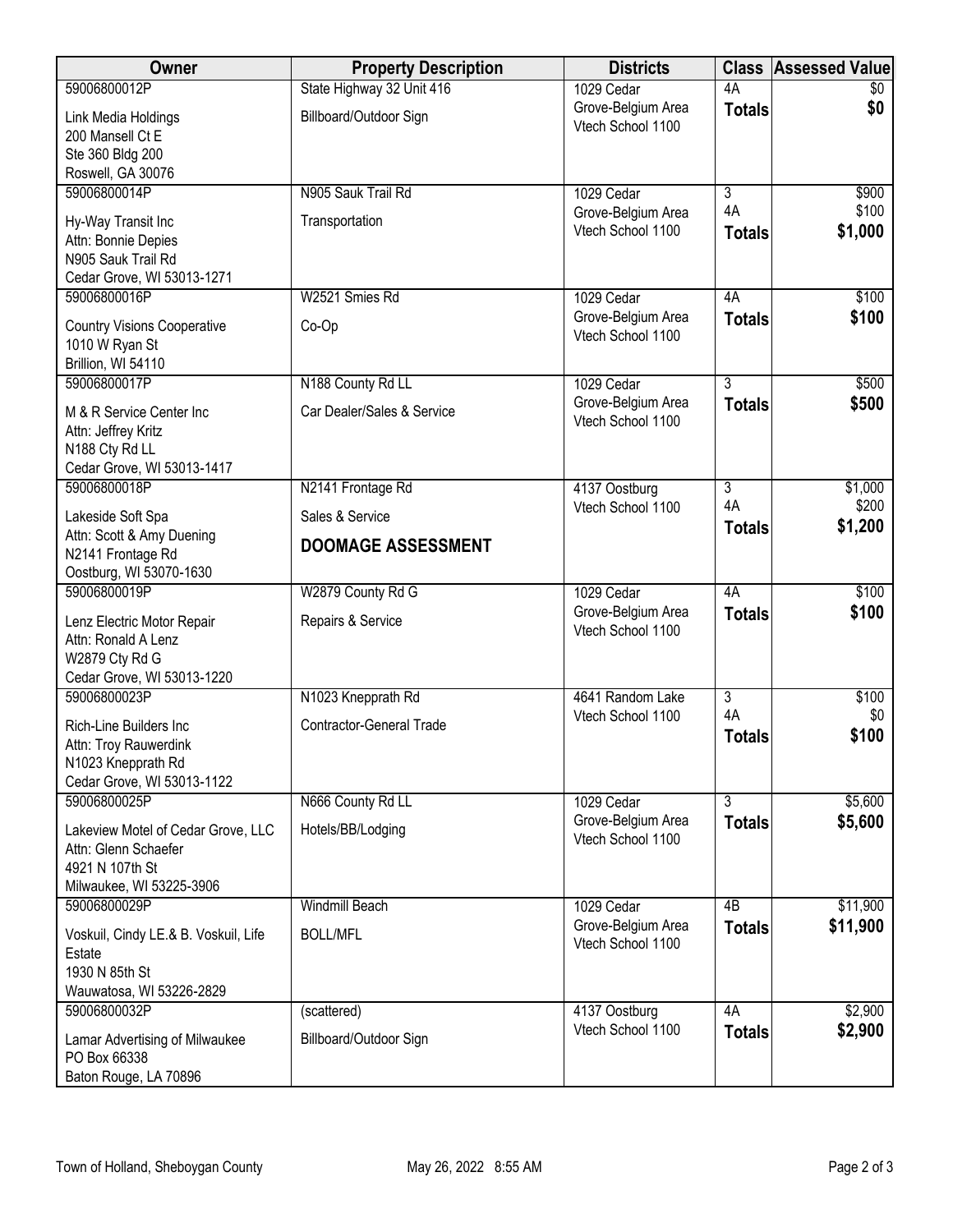| Owner | Property Description | Districts | Class | Assessed Value |
|---|---|---|---|---|
| 59006800012P<br>Link Media Holdings<br>200 Mansell Ct E<br>Ste 360 Bldg 200<br>Roswell, GA 30076 | State Highway 32 Unit 416<br>Billboard/Outdoor Sign | 1029 Cedar Grove-Belgium Area<br>Vtech School 1100 | 4A<br>**Totals** | $0<br>**$0** |
| 59006800014P<br>Hy-Way Transit Inc<br>Attn: Bonnie Depies<br>N905 Sauk Trail Rd<br>Cedar Grove, WI 53013-1271 | N905 Sauk Trail Rd<br>Transportation | 1029 Cedar Grove-Belgium Area<br>Vtech School 1100 | 3<br>4A<br>**Totals** | $900<br>$100<br>**$1,000** |
| 59006800016P<br>Country Visions Cooperative<br>1010 W Ryan St<br>Brillion, WI 54110 | W2521 Smies Rd<br>Co-Op | 1029 Cedar Grove-Belgium Area<br>Vtech School 1100 | 4A<br>**Totals** | $100<br>**$100** |
| 59006800017P<br>M & R Service Center Inc<br>Attn: Jeffrey Kritz<br>N188 Cty Rd LL<br>Cedar Grove, WI 53013-1417 | N188 County Rd LL<br>Car Dealer/Sales & Service | 1029 Cedar Grove-Belgium Area<br>Vtech School 1100 | 3<br>**Totals** | $500<br>**$500** |
| 59006800018P<br>Lakeside Soft Spa<br>Attn: Scott & Amy Duening<br>N2141 Frontage Rd<br>Oostburg, WI 53070-1630 | N2141 Frontage Rd<br>Sales & Service<br>**DOOMAGE ASSESSMENT** | 4137 Oostburg<br>Vtech School 1100 | 3<br>4A<br>**Totals** | $1,000<br>$200<br>**$1,200** |
| 59006800019P<br>Lenz Electric Motor Repair<br>Attn: Ronald A Lenz<br>W2879 Cty Rd G<br>Cedar Grove, WI 53013-1220 | W2879 County Rd G<br>Repairs & Service | 1029 Cedar Grove-Belgium Area<br>Vtech School 1100 | 4A<br>**Totals** | $100<br>**$100** |
| 59006800023P<br>Rich-Line Builders Inc<br>Attn: Troy Rauwerdink<br>N1023 Knepprath Rd<br>Cedar Grove, WI 53013-1122 | N1023 Knepprath Rd<br>Contractor-General Trade | 4641 Random Lake<br>Vtech School 1100 | 3<br>4A<br>**Totals** | $100<br>$0<br>**$100** |
| 59006800025P<br>Lakeview Motel of Cedar Grove, LLC<br>Attn: Glenn Schaefer<br>4921 N 107th St<br>Milwaukee, WI 53225-3906 | N666 County Rd LL<br>Hotels/BB/Lodging | 1029 Cedar Grove-Belgium Area<br>Vtech School 1100 | 3<br>**Totals** | $5,600<br>**$5,600** |
| 59006800029P<br>Voskuil, Cindy LE.& B. Voskuil, Life Estate<br>1930 N 85th St<br>Wauwatosa, WI 53226-2829 | Windmill Beach<br>BOLL/MFL | 1029 Cedar Grove-Belgium Area<br>Vtech School 1100 | 4B<br>**Totals** | $11,900<br>**$11,900** |
| 59006800032P<br>Lamar Advertising of Milwaukee<br>PO Box 66338<br>Baton Rouge, LA 70896 | (scattered)<br>Billboard/Outdoor Sign | 4137 Oostburg<br>Vtech School 1100 | 4A<br>**Totals** | $2,900<br>**$2,900** |

Town of Holland, Sheboygan County May 26, 2022 8:55 AM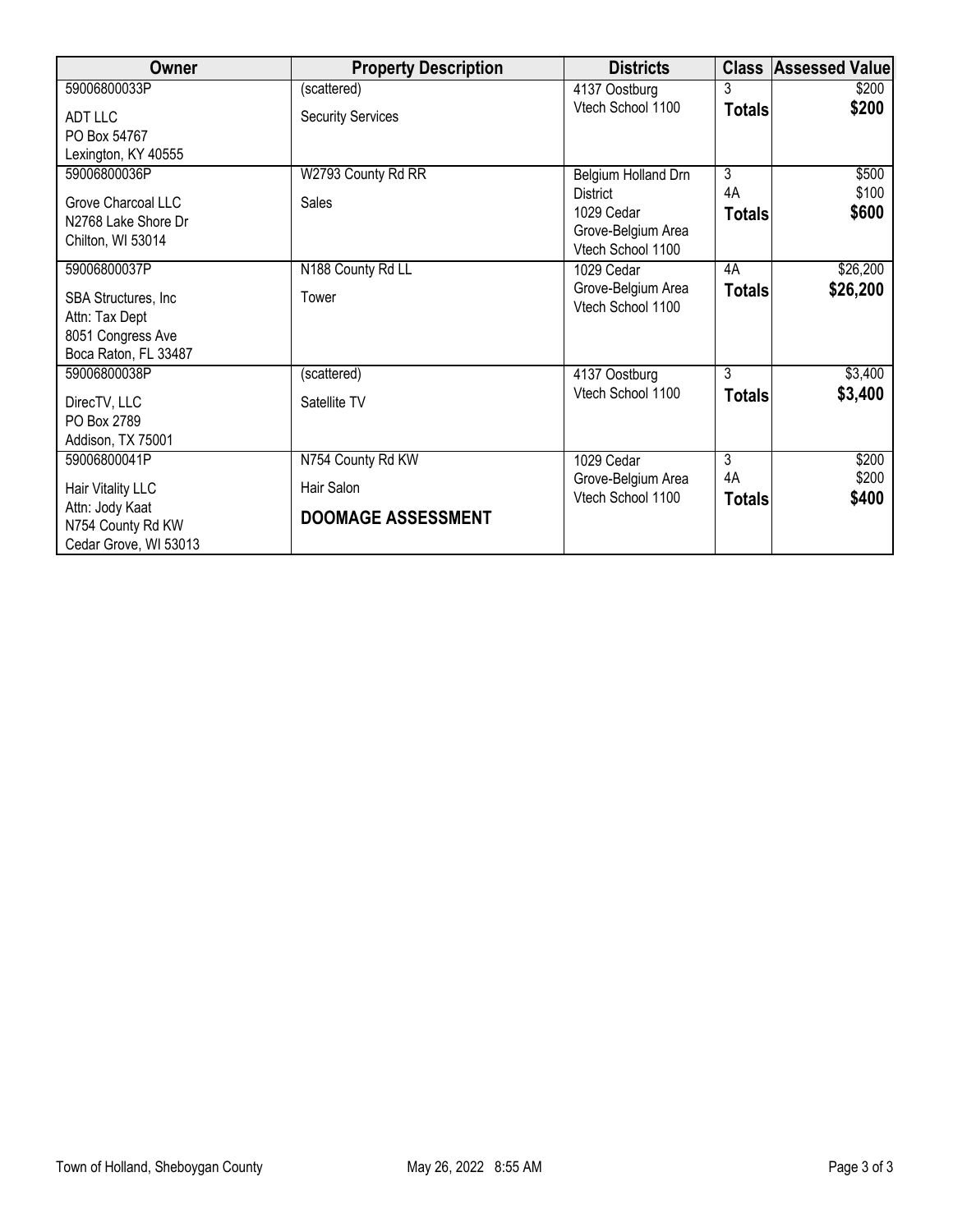| Owner | Property Description | Districts | Class | Assessed Value |
|---|---|---|---|---|
| 59006800033P<br>ADT LLC<br>PO Box 54767<br>Lexington, KY 40555 | (scattered)<br>Security Services | 4137 Oostburg<br>Vtech School 1100 | 3<br>**Totals** | $200<br>**$200** |
| 59006800036P<br>Grove Charcoal LLC<br>N2768 Lake Shore Dr<br>Chilton, WI 53014 | W2793 County Rd RR<br>Sales | Belgium Holland Drn District<br>1029 Cedar Grove-Belgium Area<br>Vtech School 1100 | 3<br>4A<br>**Totals** | $500<br>$100<br>**$600** |
| 59006800037P<br>SBA Structures, Inc<br>Attn: Tax Dept<br>8051 Congress Ave<br>Boca Raton, FL 33487 | N188 County Rd LL<br>Tower | 1029 Cedar Grove-Belgium Area<br>Vtech School 1100 | 4A<br>**Totals** | $26,200<br>**$26,200** |
| 59006800038P<br>DirecTV, LLC<br>PO Box 2789<br>Addison, TX 75001 | (scattered)<br>Satellite TV | 4137 Oostburg<br>Vtech School 1100 | 3<br>**Totals** | $3,400<br>**$3,400** |
| 59006800041P<br>Hair Vitality LLC<br>Attn: Jody Kaat<br>N754 County Rd KW<br>Cedar Grove, WI 53013 | N754 County Rd KW<br>Hair Salon<br>**DOOMAGE ASSESSMENT** | 1029 Cedar Grove-Belgium Area<br>Vtech School 1100 | 3<br>4A<br>**Totals** | $200<br>$200<br>**$400** |